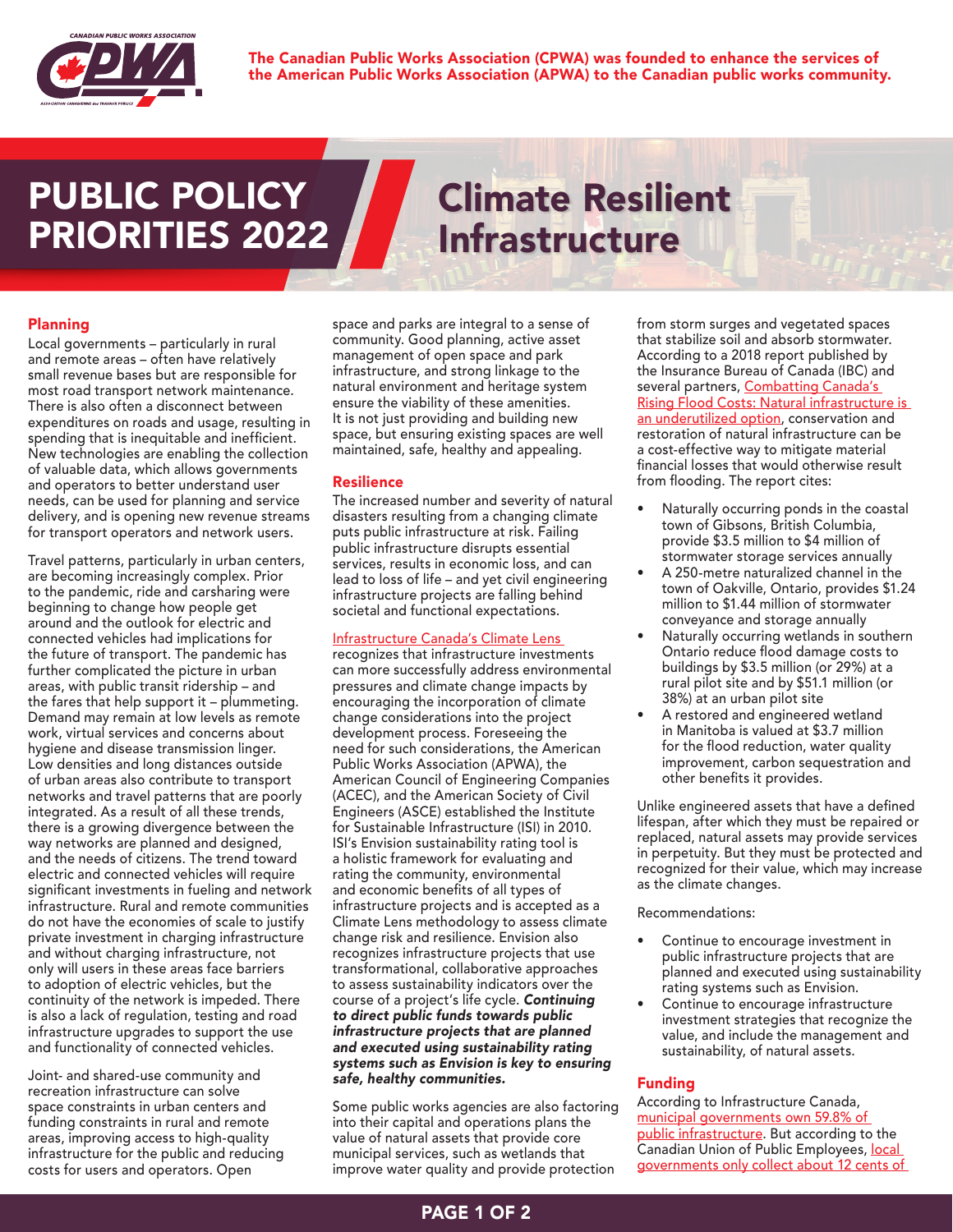The Canadian Public Works Association (CPWA) was founded to enhance the services of the American Public Works Association (APWA) to the Canadian public works community.

# PUBLIC POLICY PRIORITIES 2022

# Climate Resilient Infrastructure

## Planning

Local governments – particularly in rural and remote areas – often have relatively small revenue bases but are responsible for most road transport network maintenance. There is also often a disconnect between expenditures on roads and usage, resulting in spending that is inequitable and inefficient. New technologies are enabling the collection of valuable data, which allows governments and operators to better understand user needs, can be used for planning and service delivery, and is opening new revenue streams for transport operators and network users.

Travel patterns, particularly in urban centers, are becoming increasingly complex. Prior to the pandemic, ride and carsharing were beginning to change how people get around and the outlook for electric and connected vehicles had implications for the future of transport. The pandemic has further complicated the picture in urban areas, with public transit ridership – and the fares that help support it – plummeting. Demand may remain at low levels as remote work, virtual services and concerns about hygiene and disease transmission linger. Low densities and long distances outside of urban areas also contribute to transport networks and travel patterns that are poorly integrated. As a result of all these trends, there is a growing divergence between the way networks are planned and designed, and the needs of citizens. The trend toward electric and connected vehicles will require significant investments in fueling and network infrastructure. Rural and remote communities do not have the economies of scale to justify private investment in charging infrastructure and without charging infrastructure, not only will users in these areas face barriers to adoption of electric vehicles, but the continuity of the network is impeded. There is also a lack of regulation, testing and road infrastructure upgrades to support the use and functionality of connected vehicles.

Joint- and shared-use community and recreation infrastructure can solve space constraints in urban centers and funding constraints in rural and remote areas, improving access to high-quality infrastructure for the public and reducing costs for users and operators. Open space and parks are integral to a sense of community. Good planning, active asset management of open space and park infrastructure, and strong linkage to the natural environment and heritage system ensure the viability of these amenities. It is not just providing and building new space, but ensuring existing spaces are well maintained, safe, healthy and appealing.

## Resilience

The increased number and severity of natural disasters resulting from a changing climate puts public infrastructure at risk. Failing public infrastructure disrupts essential services, results in economic loss, and can lead to loss of life – and yet civil engineering infrastructure projects are falling behind societal and functional expectations.

Infrastructure Canada's Climate Lens recognizes that infrastructure investments can more successfully address environmental pressures and climate change impacts by encouraging the incorporation of climate change considerations into the project development process. Foreseeing the need for such considerations, the American Public Works Association (APWA), the American Council of Engineering Companies (ACEC), and the American Society of Civil Engineers (ASCE) established the Institute for Sustainable Infrastructure (ISI) in 2010. ISI's Envision sustainability rating tool is a holistic framework for evaluating and rating the community, environmental and economic benefits of all types of infrastructure projects and is accepted as a Climate Lens methodology to assess climate change risk and resilience. Envision also recognizes infrastructure projects that use transformational, collaborative approaches to assess sustainability indicators over the course of a project's life cycle. ***Continuing to direct public funds towards public infrastructure projects that are planned and executed using sustainability rating systems such as Envision is key to ensuring safe, healthy communities.***

Some public works agencies are also factoring into their capital and operations plans the value of natural assets that provide core municipal services, such as wetlands that improve water quality and provide protection from storm surges and vegetated spaces that stabilize soil and absorb stormwater. According to a 2018 report published by the Insurance Bureau of Canada (IBC) and several partners, Combatting Canada's Rising Flood Costs: Natural infrastructure is an underutilized option, conservation and restoration of natural infrastructure can be a cost-effective way to mitigate material financial losses that would otherwise result from flooding. The report cites:

- Naturally occurring ponds in the coastal town of Gibsons, British Columbia, provide $3.5 million to $4 million of stormwater storage services annually
- A 250-metre naturalized channel in the town of Oakville, Ontario, provides $1.24 million to $1.44 million of stormwater conveyance and storage annually
- Naturally occurring wetlands in southern Ontario reduce flood damage costs to buildings by $3.5 million (or 29%) at a rural pilot site and by $51.1 million (or 38%) at an urban pilot site
- A restored and engineered wetland in Manitoba is valued at $3.7 million for the flood reduction, water quality improvement, carbon sequestration and other benefits it provides.

Unlike engineered assets that have a defined lifespan, after which they must be repaired or replaced, natural assets may provide services in perpetuity. But they must be protected and recognized for their value, which may increase as the climate changes.

Recommendations:

- Continue to encourage investment in public infrastructure projects that are planned and executed using sustainability rating systems such as Envision.
- Continue to encourage infrastructure investment strategies that recognize the value, and include the management and sustainability, of natural assets.

## Funding

According to Infrastructure Canada, municipal governments own 59.8% of public infrastructure. But according to the Canadian Union of Public Employees, local governments only collect about 12 cents of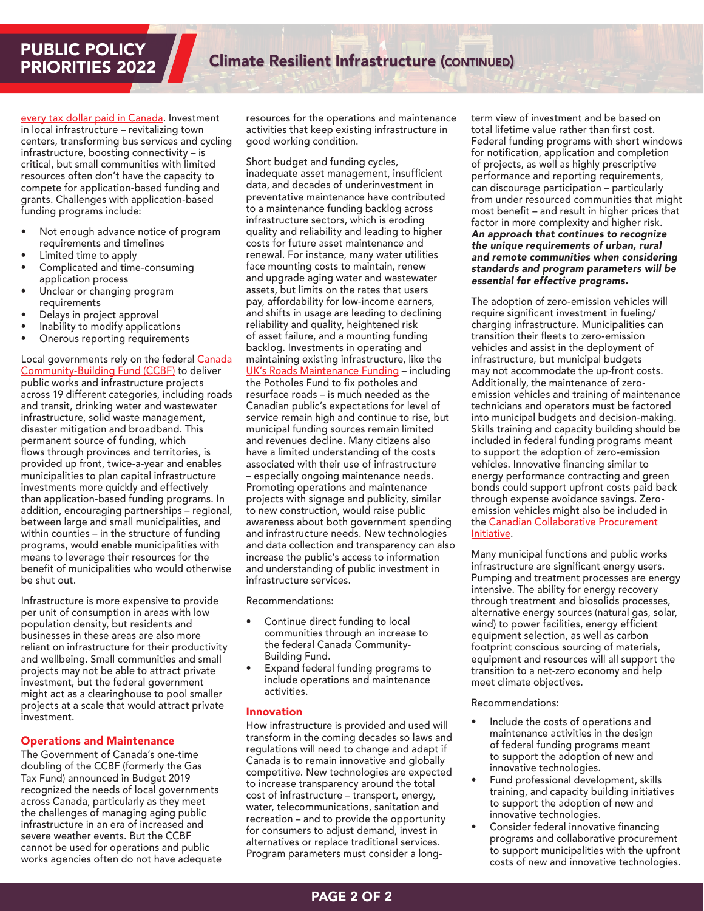every tax dollar paid in Canada. Investment in local infrastructure – revitalizing town centers, transforming bus services and cycling infrastructure, boosting connectivity – is critical, but small communities with limited resources often don't have the capacity to compete for application-based funding and grants. Challenges with application-based funding programs include:

- Not enough advance notice of program requirements and timelines
- Limited time to apply
- Complicated and time-consuming application process
- Unclear or changing program requirements
- Delays in project approval
- Inability to modify applications
- Onerous reporting requirements

Local governments rely on the federal Canada Community-Building Fund (CCBF) to deliver public works and infrastructure projects across 19 different categories, including roads and transit, drinking water and wastewater infrastructure, solid waste management, disaster mitigation and broadband. This permanent source of funding, which flows through provinces and territories, is provided up front, twice-a-year and enables municipalities to plan capital infrastructure investments more quickly and effectively than application-based funding programs. In addition, encouraging partnerships – regional, between large and small municipalities, and within counties – in the structure of funding programs, would enable municipalities with means to leverage their resources for the benefit of municipalities who would otherwise be shut out.

Infrastructure is more expensive to provide per unit of consumption in areas with low population density, but residents and businesses in these areas are also more reliant on infrastructure for their productivity and wellbeing. Small communities and small projects may not be able to attract private investment, but the federal government might act as a clearinghouse to pool smaller projects at a scale that would attract private investment.

## Operations and Maintenance

The Government of Canada's one-time doubling of the CCBF (formerly the Gas Tax Fund) announced in Budget 2019 recognized the needs of local governments across Canada, particularly as they meet the challenges of managing aging public infrastructure in an era of increased and severe weather events. But the CCBF cannot be used for operations and public works agencies often do not have adequate resources for the operations and maintenance activities that keep existing infrastructure in good working condition.

Short budget and funding cycles, inadequate asset management, insufficient data, and decades of underinvestment in preventative maintenance have contributed to a maintenance funding backlog across infrastructure sectors, which is eroding quality and reliability and leading to higher costs for future asset maintenance and renewal. For instance, many water utilities face mounting costs to maintain, renew and upgrade aging water and wastewater assets, but limits on the rates that users pay, affordability for low-income earners, and shifts in usage are leading to declining reliability and quality, heightened risk of asset failure, and a mounting funding backlog. Investments in operating and maintaining existing infrastructure, like the UK's Roads Maintenance Funding – including the Potholes Fund to fix potholes and resurface roads – is much needed as the Canadian public's expectations for level of service remain high and continue to rise, but municipal funding sources remain limited and revenues decline. Many citizens also have a limited understanding of the costs associated with their use of infrastructure – especially ongoing maintenance needs. Promoting operations and maintenance projects with signage and publicity, similar to new construction, would raise public awareness about both government spending and infrastructure needs. New technologies and data collection and transparency can also increase the public's access to information and understanding of public investment in infrastructure services.

Recommendations:

- Continue direct funding to local communities through an increase to the federal Canada Community-Building Fund.
- Expand federal funding programs to include operations and maintenance activities.

## Innovation

How infrastructure is provided and used will transform in the coming decades so laws and regulations will need to change and adapt if Canada is to remain innovative and globally competitive. New technologies are expected to increase transparency around the total cost of infrastructure – transport, energy, water, telecommunications, sanitation and recreation – and to provide the opportunity for consumers to adjust demand, invest in alternatives or replace traditional services. Program parameters must consider a long-term view of investment and be based on total lifetime value rather than first cost. Federal funding programs with short windows for notification, application and completion of projects, as well as highly prescriptive performance and reporting requirements, can discourage participation – particularly from under resourced communities that might most benefit – and result in higher prices that factor in more complexity and higher risk. ***An approach that continues to recognize the unique requirements of urban, rural and remote communities when considering standards and program parameters will be essential for effective programs.***

The adoption of zero-emission vehicles will require significant investment in fueling/charging infrastructure. Municipalities can transition their fleets to zero-emission vehicles and assist in the deployment of infrastructure, but municipal budgets may not accommodate the up-front costs. Additionally, the maintenance of zero-emission vehicles and training of maintenance technicians and operators must be factored into municipal budgets and decision-making. Skills training and capacity building should be included in federal funding programs meant to support the adoption of zero-emission vehicles. Innovative financing similar to energy performance contracting and green bonds could support upfront costs paid back through expense avoidance savings. Zero-emission vehicles might also be included in the Canadian Collaborative Procurement Initiative.

Many municipal functions and public works infrastructure are significant energy users. Pumping and treatment processes are energy intensive. The ability for energy recovery through treatment and biosolids processes, alternative energy sources (natural gas, solar, wind) to power facilities, energy efficient equipment selection, as well as carbon footprint conscious sourcing of materials, equipment and resources will all support the transition to a net-zero economy and help meet climate objectives.

Recommendations:

- Include the costs of operations and maintenance activities in the design of federal funding programs meant to support the adoption of new and innovative technologies.
- Fund professional development, skills training, and capacity building initiatives to support the adoption of new and innovative technologies.
- Consider federal innovative financing programs and collaborative procurement to support municipalities with the upfront costs of new and innovative technologies.